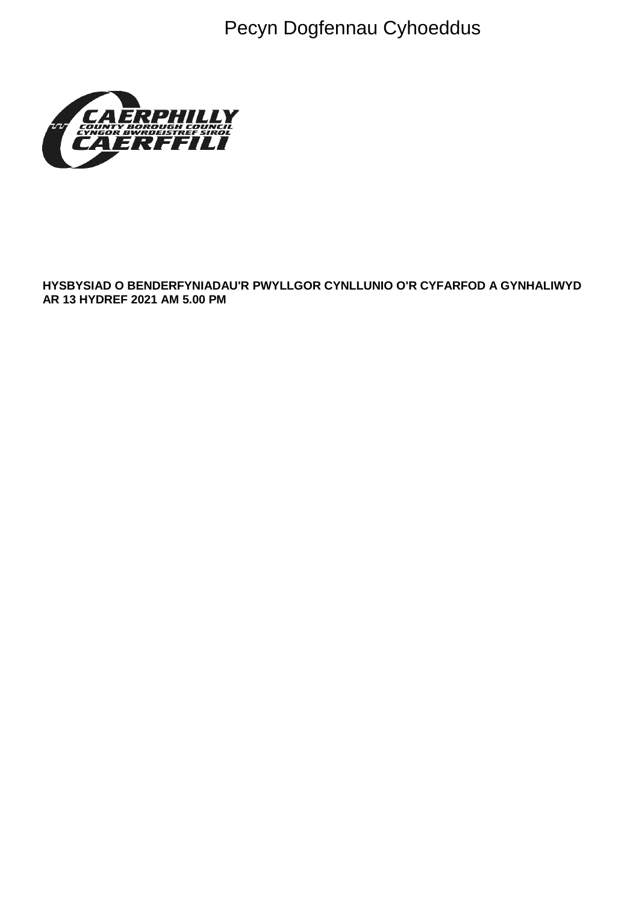Pecyn Dogfennau Cyhoeddus

CAERPHILLY COUNTY BOROUGH COUNCIL
CYNGOR BWRDEISTREF SIROL CAERFFILI

**HYSBYSIAD O BENDERFYNIADAU'R PWYLLGOR CYNLLUNIO O'R CYFARFOD A GYNHALIWYD AR 13 HYDREF 2021 AM 5.00 PM**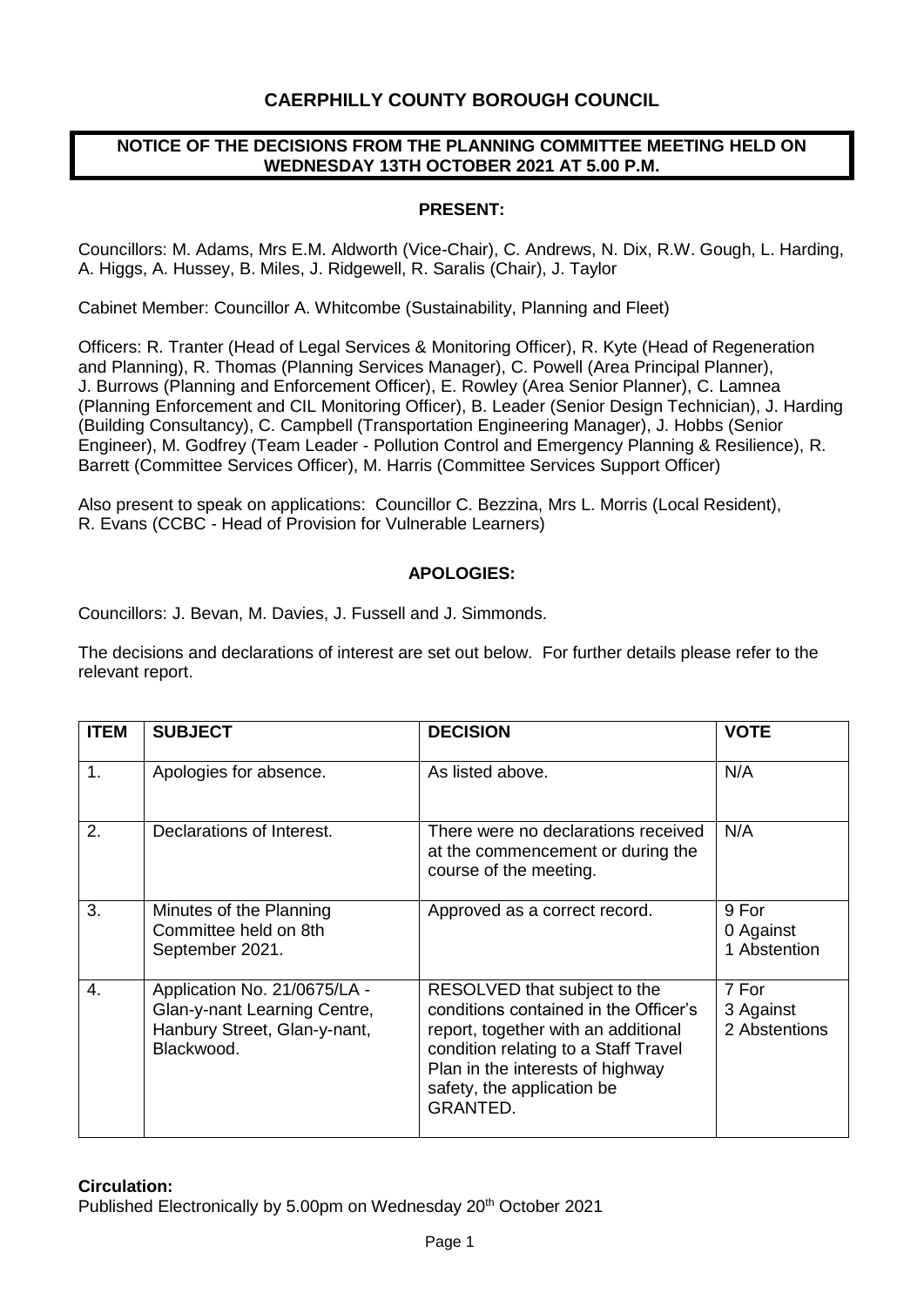# CAERPHILLY COUNTY BOROUGH COUNCIL

## NOTICE OF THE DECISIONS FROM THE PLANNING COMMITTEE MEETING HELD ON WEDNESDAY 13TH OCTOBER 2021 AT 5.00 P.M.

### PRESENT:

Councillors: M. Adams, Mrs E.M. Aldworth (Vice-Chair), C. Andrews, N. Dix, R.W. Gough, L. Harding, A. Higgs, A. Hussey, B. Miles, J. Ridgewell, R. Saralis (Chair), J. Taylor

Cabinet Member: Councillor A. Whitcombe (Sustainability, Planning and Fleet)

Officers: R. Tranter (Head of Legal Services & Monitoring Officer), R. Kyte (Head of Regeneration and Planning), R. Thomas (Planning Services Manager), C. Powell (Area Principal Planner), J. Burrows (Planning and Enforcement Officer), E. Rowley (Area Senior Planner), C. Lamnea (Planning Enforcement and CIL Monitoring Officer), B. Leader (Senior Design Technician), J. Harding (Building Consultancy), C. Campbell (Transportation Engineering Manager), J. Hobbs (Senior Engineer), M. Godfrey (Team Leader - Pollution Control and Emergency Planning & Resilience), R. Barrett (Committee Services Officer), M. Harris (Committee Services Support Officer)

Also present to speak on applications: Councillor C. Bezzina, Mrs L. Morris (Local Resident), R. Evans (CCBC - Head of Provision for Vulnerable Learners)

### APOLOGIES:

Councillors: J. Bevan, M. Davies, J. Fussell and J. Simmonds.

The decisions and declarations of interest are set out below. For further details please refer to the relevant report.

| ITEM | SUBJECT | DECISION | VOTE |
|---|---|---|---|
| 1. | Apologies for absence. | As listed above. | N/A |
| 2. | Declarations of Interest. | There were no declarations received at the commencement or during the course of the meeting. | N/A |
| 3. | Minutes of the Planning Committee held on 8th September 2021. | Approved as a correct record. | 9 For<br>0 Against<br>1 Abstention |
| 4. | Application No. 21/0675/LA - Glan-y-nant Learning Centre, Hanbury Street, Glan-y-nant, Blackwood. | RESOLVED that subject to the conditions contained in the Officer's report, together with an additional condition relating to a Staff Travel Plan in the interests of highway safety, the application be GRANTED. | 7 For<br>3 Against<br>2 Abstentions |

**Circulation:**
Published Electronically by 5.00pm on Wednesday 20th October 2021